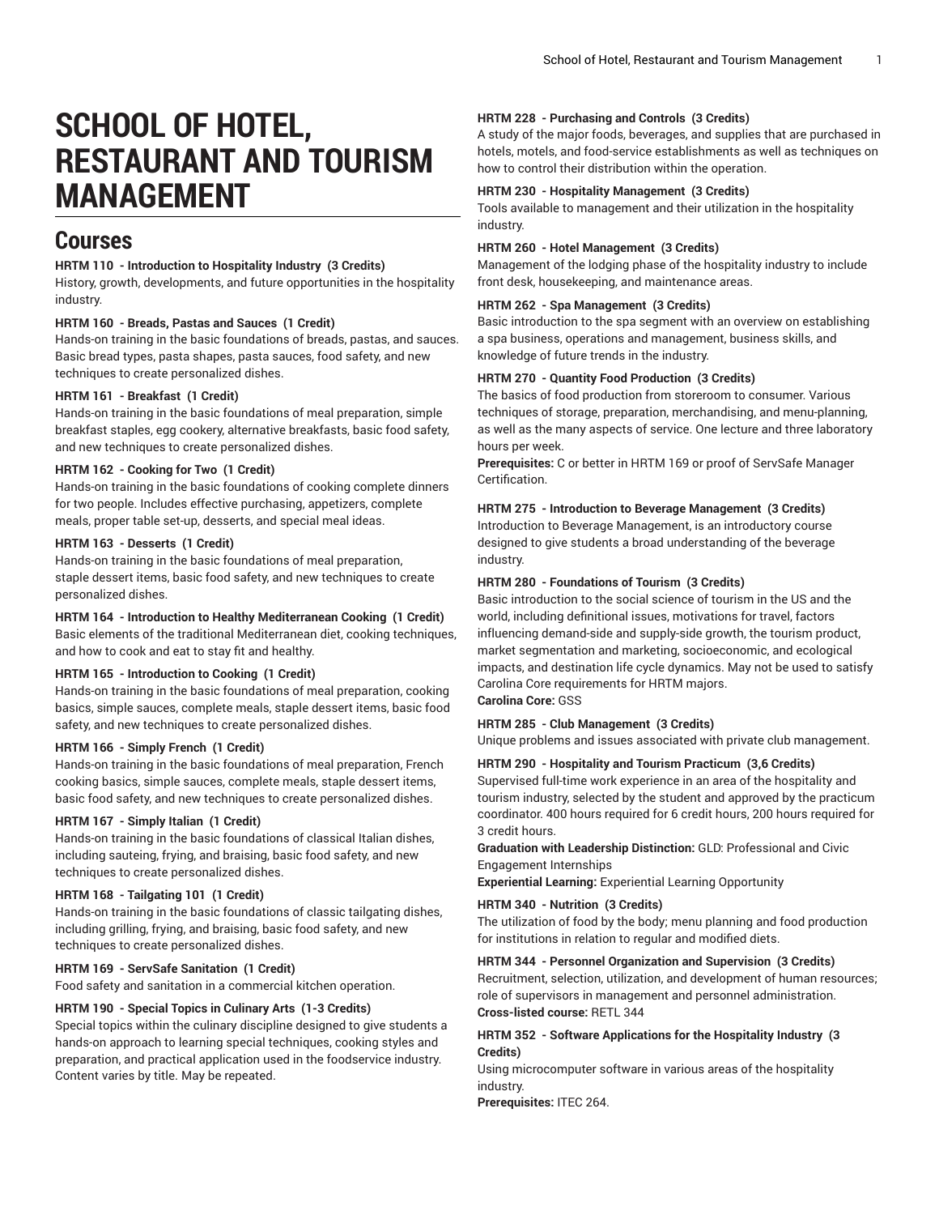# SCHOOL OF HOTEL, RESTAURANT AND TOURISM MANAGEMENT

## Courses

**HRTM 110 - Introduction to Hospitality Industry (3 Credits)**
History, growth, developments, and future opportunities in the hospitality industry.

**HRTM 160 - Breads, Pastas and Sauces (1 Credit)**
Hands-on training in the basic foundations of breads, pastas, and sauces. Basic bread types, pasta shapes, pasta sauces, food safety, and new techniques to create personalized dishes.

**HRTM 161 - Breakfast (1 Credit)**
Hands-on training in the basic foundations of meal preparation, simple breakfast staples, egg cookery, alternative breakfasts, basic food safety, and new techniques to create personalized dishes.

**HRTM 162 - Cooking for Two (1 Credit)**
Hands-on training in the basic foundations of cooking complete dinners for two people. Includes effective purchasing, appetizers, complete meals, proper table set-up, desserts, and special meal ideas.

**HRTM 163 - Desserts (1 Credit)**
Hands-on training in the basic foundations of meal preparation, staple dessert items, basic food safety, and new techniques to create personalized dishes.

**HRTM 164 - Introduction to Healthy Mediterranean Cooking (1 Credit)**
Basic elements of the traditional Mediterranean diet, cooking techniques, and how to cook and eat to stay fit and healthy.

**HRTM 165 - Introduction to Cooking (1 Credit)**
Hands-on training in the basic foundations of meal preparation, cooking basics, simple sauces, complete meals, staple dessert items, basic food safety, and new techniques to create personalized dishes.

**HRTM 166 - Simply French (1 Credit)**
Hands-on training in the basic foundations of meal preparation, French cooking basics, simple sauces, complete meals, staple dessert items, basic food safety, and new techniques to create personalized dishes.

**HRTM 167 - Simply Italian (1 Credit)**
Hands-on training in the basic foundations of classical Italian dishes, including sauteing, frying, and braising, basic food safety, and new techniques to create personalized dishes.

**HRTM 168 - Tailgating 101 (1 Credit)**
Hands-on training in the basic foundations of classic tailgating dishes, including grilling, frying, and braising, basic food safety, and new techniques to create personalized dishes.

**HRTM 169 - ServSafe Sanitation (1 Credit)**
Food safety and sanitation in a commercial kitchen operation.

**HRTM 190 - Special Topics in Culinary Arts (1-3 Credits)**
Special topics within the culinary discipline designed to give students a hands-on approach to learning special techniques, cooking styles and preparation, and practical application used in the foodservice industry. Content varies by title. May be repeated.

**HRTM 228 - Purchasing and Controls (3 Credits)**
A study of the major foods, beverages, and supplies that are purchased in hotels, motels, and food-service establishments as well as techniques on how to control their distribution within the operation.

**HRTM 230 - Hospitality Management (3 Credits)**
Tools available to management and their utilization in the hospitality industry.

**HRTM 260 - Hotel Management (3 Credits)**
Management of the lodging phase of the hospitality industry to include front desk, housekeeping, and maintenance areas.

**HRTM 262 - Spa Management (3 Credits)**
Basic introduction to the spa segment with an overview on establishing a spa business, operations and management, business skills, and knowledge of future trends in the industry.

**HRTM 270 - Quantity Food Production (3 Credits)**
The basics of food production from storeroom to consumer. Various techniques of storage, preparation, merchandising, and menu-planning, as well as the many aspects of service. One lecture and three laboratory hours per week.
**Prerequisites:** C or better in HRTM 169 or proof of ServSafe Manager Certification.

**HRTM 275 - Introduction to Beverage Management (3 Credits)**
Introduction to Beverage Management, is an introductory course designed to give students a broad understanding of the beverage industry.

**HRTM 280 - Foundations of Tourism (3 Credits)**
Basic introduction to the social science of tourism in the US and the world, including definitional issues, motivations for travel, factors influencing demand-side and supply-side growth, the tourism product, market segmentation and marketing, socioeconomic, and ecological impacts, and destination life cycle dynamics. May not be used to satisfy Carolina Core requirements for HRTM majors.
**Carolina Core:** GSS

**HRTM 285 - Club Management (3 Credits)**
Unique problems and issues associated with private club management.

**HRTM 290 - Hospitality and Tourism Practicum (3,6 Credits)**
Supervised full-time work experience in an area of the hospitality and tourism industry, selected by the student and approved by the practicum coordinator. 400 hours required for 6 credit hours, 200 hours required for 3 credit hours.
**Graduation with Leadership Distinction:** GLD: Professional and Civic Engagement Internships
**Experiential Learning:** Experiential Learning Opportunity

**HRTM 340 - Nutrition (3 Credits)**
The utilization of food by the body; menu planning and food production for institutions in relation to regular and modified diets.

**HRTM 344 - Personnel Organization and Supervision (3 Credits)**
Recruitment, selection, utilization, and development of human resources; role of supervisors in management and personnel administration.
**Cross-listed course:** RETL 344

**HRTM 352 - Software Applications for the Hospitality Industry (3 Credits)**
Using microcomputer software in various areas of the hospitality industry.
**Prerequisites:** ITEC 264.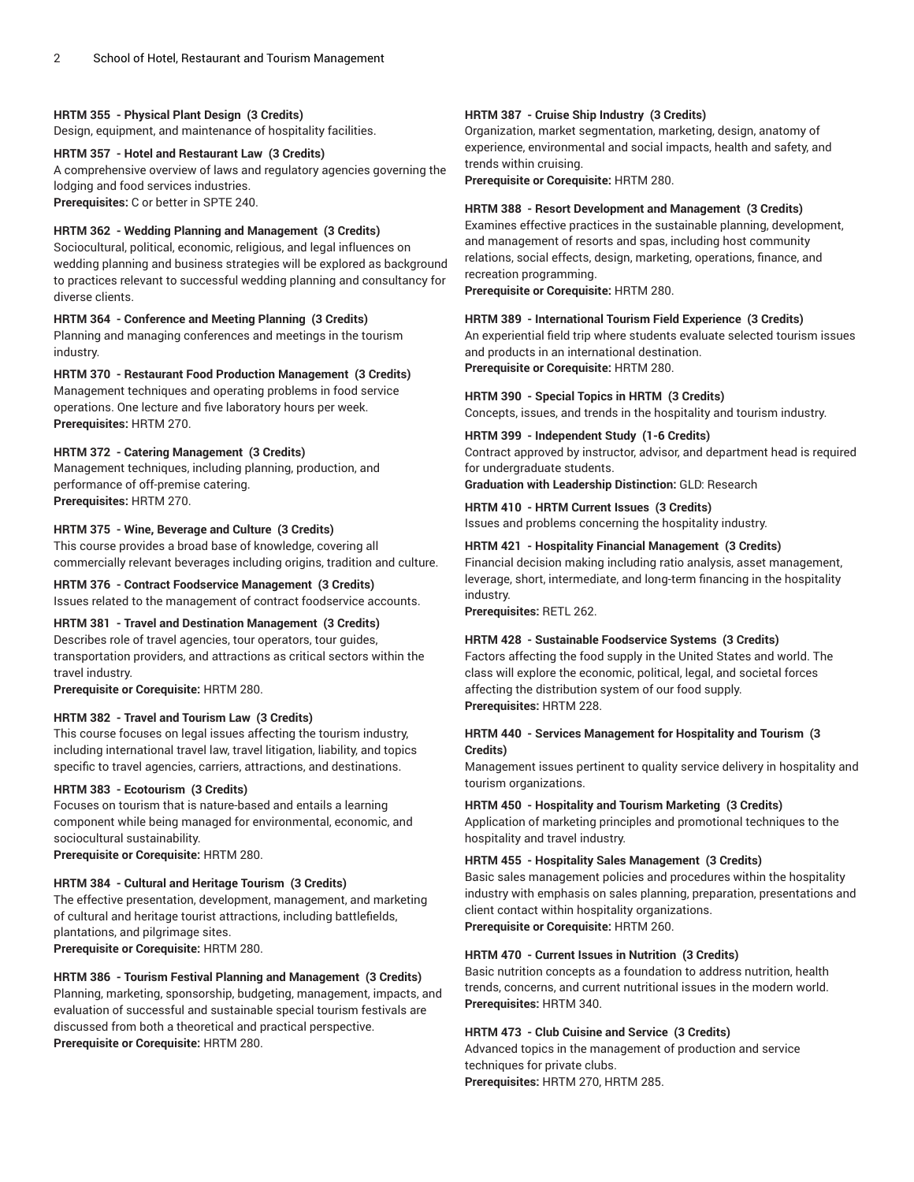**HRTM 355 - Physical Plant Design (3 Credits)**
Design, equipment, and maintenance of hospitality facilities.

**HRTM 357 - Hotel and Restaurant Law (3 Credits)**
A comprehensive overview of laws and regulatory agencies governing the lodging and food services industries.
**Prerequisites:** C or better in SPTE 240.

**HRTM 362 - Wedding Planning and Management (3 Credits)**
Sociocultural, political, economic, religious, and legal influences on wedding planning and business strategies will be explored as background to practices relevant to successful wedding planning and consultancy for diverse clients.

**HRTM 364 - Conference and Meeting Planning (3 Credits)**
Planning and managing conferences and meetings in the tourism industry.

**HRTM 370 - Restaurant Food Production Management (3 Credits)**
Management techniques and operating problems in food service operations. One lecture and five laboratory hours per week.
**Prerequisites:** HRTM 270.

**HRTM 372 - Catering Management (3 Credits)**
Management techniques, including planning, production, and performance of off-premise catering.
**Prerequisites:** HRTM 270.

**HRTM 375 - Wine, Beverage and Culture (3 Credits)**
This course provides a broad base of knowledge, covering all commercially relevant beverages including origins, tradition and culture.

**HRTM 376 - Contract Foodservice Management (3 Credits)**
Issues related to the management of contract foodservice accounts.

**HRTM 381 - Travel and Destination Management (3 Credits)**
Describes role of travel agencies, tour operators, tour guides, transportation providers, and attractions as critical sectors within the travel industry.
**Prerequisite or Corequisite:** HRTM 280.

**HRTM 382 - Travel and Tourism Law (3 Credits)**
This course focuses on legal issues affecting the tourism industry, including international travel law, travel litigation, liability, and topics specific to travel agencies, carriers, attractions, and destinations.

**HRTM 383 - Ecotourism (3 Credits)**
Focuses on tourism that is nature-based and entails a learning component while being managed for environmental, economic, and sociocultural sustainability.
**Prerequisite or Corequisite:** HRTM 280.

**HRTM 384 - Cultural and Heritage Tourism (3 Credits)**
The effective presentation, development, management, and marketing of cultural and heritage tourist attractions, including battlefields, plantations, and pilgrimage sites.
**Prerequisite or Corequisite:** HRTM 280.

**HRTM 386 - Tourism Festival Planning and Management (3 Credits)**
Planning, marketing, sponsorship, budgeting, management, impacts, and evaluation of successful and sustainable special tourism festivals are discussed from both a theoretical and practical perspective.
**Prerequisite or Corequisite:** HRTM 280.

**HRTM 387 - Cruise Ship Industry (3 Credits)**
Organization, market segmentation, marketing, design, anatomy of experience, environmental and social impacts, health and safety, and trends within cruising.
**Prerequisite or Corequisite:** HRTM 280.

**HRTM 388 - Resort Development and Management (3 Credits)**
Examines effective practices in the sustainable planning, development, and management of resorts and spas, including host community relations, social effects, design, marketing, operations, finance, and recreation programming.
**Prerequisite or Corequisite:** HRTM 280.

**HRTM 389 - International Tourism Field Experience (3 Credits)**
An experiential field trip where students evaluate selected tourism issues and products in an international destination.
**Prerequisite or Corequisite:** HRTM 280.

**HRTM 390 - Special Topics in HRTM (3 Credits)**
Concepts, issues, and trends in the hospitality and tourism industry.

**HRTM 399 - Independent Study (1-6 Credits)**
Contract approved by instructor, advisor, and department head is required for undergraduate students.
**Graduation with Leadership Distinction:** GLD: Research

**HRTM 410 - HRTM Current Issues (3 Credits)**
Issues and problems concerning the hospitality industry.

**HRTM 421 - Hospitality Financial Management (3 Credits)**
Financial decision making including ratio analysis, asset management, leverage, short, intermediate, and long-term financing in the hospitality industry.
**Prerequisites:** RETL 262.

**HRTM 428 - Sustainable Foodservice Systems (3 Credits)**
Factors affecting the food supply in the United States and world. The class will explore the economic, political, legal, and societal forces affecting the distribution system of our food supply.
**Prerequisites:** HRTM 228.

**HRTM 440 - Services Management for Hospitality and Tourism (3 Credits)**
Management issues pertinent to quality service delivery in hospitality and tourism organizations.

**HRTM 450 - Hospitality and Tourism Marketing (3 Credits)**
Application of marketing principles and promotional techniques to the hospitality and travel industry.

**HRTM 455 - Hospitality Sales Management (3 Credits)**
Basic sales management policies and procedures within the hospitality industry with emphasis on sales planning, preparation, presentations and client contact within hospitality organizations.
**Prerequisite or Corequisite:** HRTM 260.

**HRTM 470 - Current Issues in Nutrition (3 Credits)**
Basic nutrition concepts as a foundation to address nutrition, health trends, concerns, and current nutritional issues in the modern world.
**Prerequisites:** HRTM 340.

**HRTM 473 - Club Cuisine and Service (3 Credits)**
Advanced topics in the management of production and service techniques for private clubs.
**Prerequisites:** HRTM 270, HRTM 285.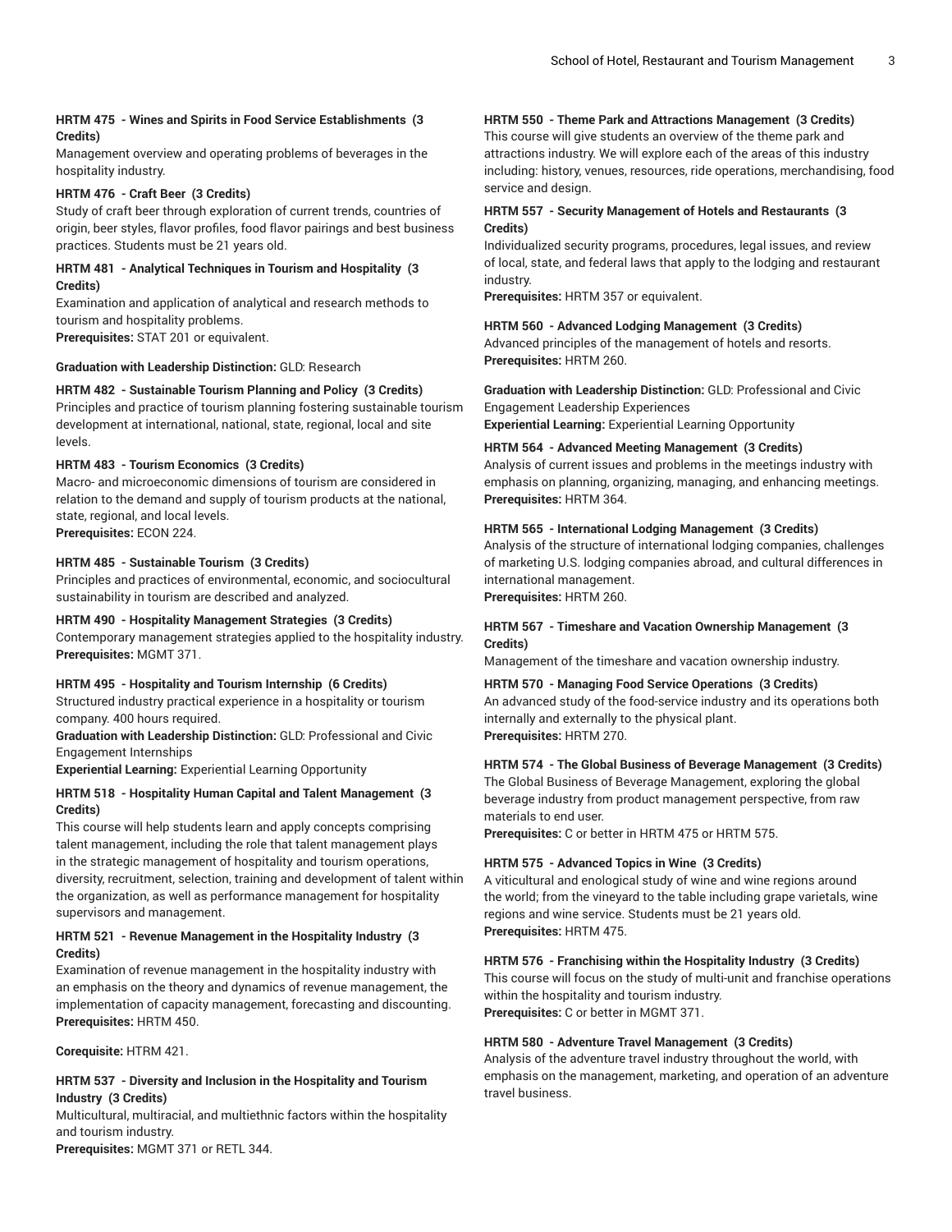**HRTM 475 - Wines and Spirits in Food Service Establishments (3 Credits)**

Management overview and operating problems of beverages in the hospitality industry.

**HRTM 476 - Craft Beer (3 Credits)**

Study of craft beer through exploration of current trends, countries of origin, beer styles, flavor profiles, food flavor pairings and best business practices. Students must be 21 years old.

**HRTM 481 - Analytical Techniques in Tourism and Hospitality (3 Credits)**

Examination and application of analytical and research methods to tourism and hospitality problems.

**Prerequisites:** STAT 201 or equivalent.

**Graduation with Leadership Distinction:** GLD: Research

**HRTM 482 - Sustainable Tourism Planning and Policy (3 Credits)**

Principles and practice of tourism planning fostering sustainable tourism development at international, national, state, regional, local and site levels.

**HRTM 483 - Tourism Economics (3 Credits)**

Macro- and microeconomic dimensions of tourism are considered in relation to the demand and supply of tourism products at the national, state, regional, and local levels.

**Prerequisites:** ECON 224.

**HRTM 485 - Sustainable Tourism (3 Credits)**

Principles and practices of environmental, economic, and sociocultural sustainability in tourism are described and analyzed.

**HRTM 490 - Hospitality Management Strategies (3 Credits)**

Contemporary management strategies applied to the hospitality industry.

**Prerequisites:** MGMT 371.

**HRTM 495 - Hospitality and Tourism Internship (6 Credits)**

Structured industry practical experience in a hospitality or tourism company. 400 hours required.

**Graduation with Leadership Distinction:** GLD: Professional and Civic Engagement Internships

**Experiential Learning:** Experiential Learning Opportunity

**HRTM 518 - Hospitality Human Capital and Talent Management (3 Credits)**

This course will help students learn and apply concepts comprising talent management, including the role that talent management plays in the strategic management of hospitality and tourism operations, diversity, recruitment, selection, training and development of talent within the organization, as well as performance management for hospitality supervisors and management.

**HRTM 521 - Revenue Management in the Hospitality Industry (3 Credits)**

Examination of revenue management in the hospitality industry with an emphasis on the theory and dynamics of revenue management, the implementation of capacity management, forecasting and discounting.

**Prerequisites:** HRTM 450.

**Corequisite:** HTRM 421.

**HRTM 537 - Diversity and Inclusion in the Hospitality and Tourism Industry (3 Credits)**

Multicultural, multiracial, and multiethnic factors within the hospitality and tourism industry.

**Prerequisites:** MGMT 371 or RETL 344.

**HRTM 550 - Theme Park and Attractions Management (3 Credits)**

This course will give students an overview of the theme park and attractions industry. We will explore each of the areas of this industry including: history, venues, resources, ride operations, merchandising, food service and design.

**HRTM 557 - Security Management of Hotels and Restaurants (3 Credits)**

Individualized security programs, procedures, legal issues, and review of local, state, and federal laws that apply to the lodging and restaurant industry.

**Prerequisites:** HRTM 357 or equivalent.

**HRTM 560 - Advanced Lodging Management (3 Credits)**

Advanced principles of the management of hotels and resorts.

**Prerequisites:** HRTM 260.

**Graduation with Leadership Distinction:** GLD: Professional and Civic Engagement Leadership Experiences

**Experiential Learning:** Experiential Learning Opportunity

**HRTM 564 - Advanced Meeting Management (3 Credits)**

Analysis of current issues and problems in the meetings industry with emphasis on planning, organizing, managing, and enhancing meetings.

**Prerequisites:** HRTM 364.

**HRTM 565 - International Lodging Management (3 Credits)**

Analysis of the structure of international lodging companies, challenges of marketing U.S. lodging companies abroad, and cultural differences in international management.

**Prerequisites:** HRTM 260.

**HRTM 567 - Timeshare and Vacation Ownership Management (3 Credits)**

Management of the timeshare and vacation ownership industry.

**HRTM 570 - Managing Food Service Operations (3 Credits)**

An advanced study of the food-service industry and its operations both internally and externally to the physical plant.

**Prerequisites:** HRTM 270.

**HRTM 574 - The Global Business of Beverage Management (3 Credits)**

The Global Business of Beverage Management, exploring the global beverage industry from product management perspective, from raw materials to end user.

**Prerequisites:** C or better in HRTM 475 or HRTM 575.

**HRTM 575 - Advanced Topics in Wine (3 Credits)**

A viticultural and enological study of wine and wine regions around the world; from the vineyard to the table including grape varietals, wine regions and wine service. Students must be 21 years old.

**Prerequisites:** HRTM 475.

**HRTM 576 - Franchising within the Hospitality Industry (3 Credits)**

This course will focus on the study of multi-unit and franchise operations within the hospitality and tourism industry.

**Prerequisites:** C or better in MGMT 371.

**HRTM 580 - Adventure Travel Management (3 Credits)**

Analysis of the adventure travel industry throughout the world, with emphasis on the management, marketing, and operation of an adventure travel business.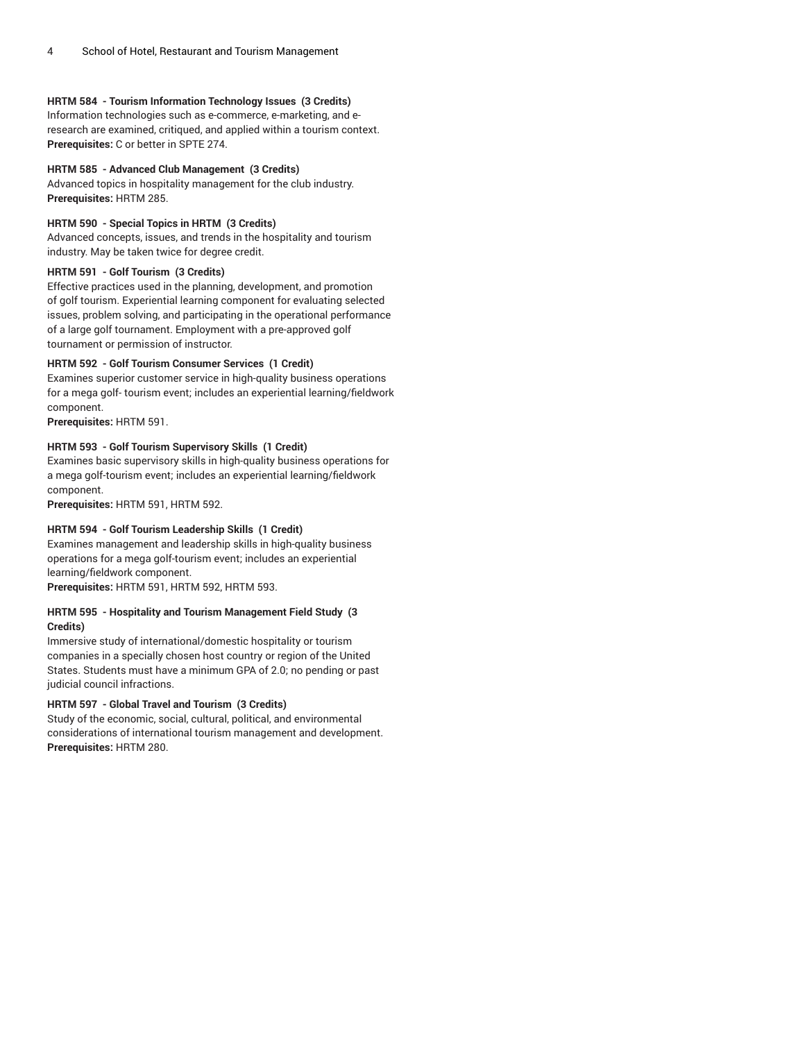**HRTM 584 - Tourism Information Technology Issues (3 Credits)**
Information technologies such as e-commerce, e-marketing, and e-research are examined, critiqued, and applied within a tourism context.
**Prerequisites:** C or better in SPTE 274.

**HRTM 585 - Advanced Club Management (3 Credits)**
Advanced topics in hospitality management for the club industry.
**Prerequisites:** HRTM 285.

**HRTM 590 - Special Topics in HRTM (3 Credits)**
Advanced concepts, issues, and trends in the hospitality and tourism industry. May be taken twice for degree credit.

**HRTM 591 - Golf Tourism (3 Credits)**
Effective practices used in the planning, development, and promotion of golf tourism. Experiential learning component for evaluating selected issues, problem solving, and participating in the operational performance of a large golf tournament. Employment with a pre-approved golf tournament or permission of instructor.

**HRTM 592 - Golf Tourism Consumer Services (1 Credit)**
Examines superior customer service in high-quality business operations for a mega golf- tourism event; includes an experiential learning/fieldwork component.
**Prerequisites:** HRTM 591.

**HRTM 593 - Golf Tourism Supervisory Skills (1 Credit)**
Examines basic supervisory skills in high-quality business operations for a mega golf-tourism event; includes an experiential learning/fieldwork component.
**Prerequisites:** HRTM 591, HRTM 592.

**HRTM 594 - Golf Tourism Leadership Skills (1 Credit)**
Examines management and leadership skills in high-quality business operations for a mega golf-tourism event; includes an experiential learning/fieldwork component.
**Prerequisites:** HRTM 591, HRTM 592, HRTM 593.

**HRTM 595 - Hospitality and Tourism Management Field Study (3 Credits)**
Immersive study of international/domestic hospitality or tourism companies in a specially chosen host country or region of the United States. Students must have a minimum GPA of 2.0; no pending or past judicial council infractions.

**HRTM 597 - Global Travel and Tourism (3 Credits)**
Study of the economic, social, cultural, political, and environmental considerations of international tourism management and development.
**Prerequisites:** HRTM 280.